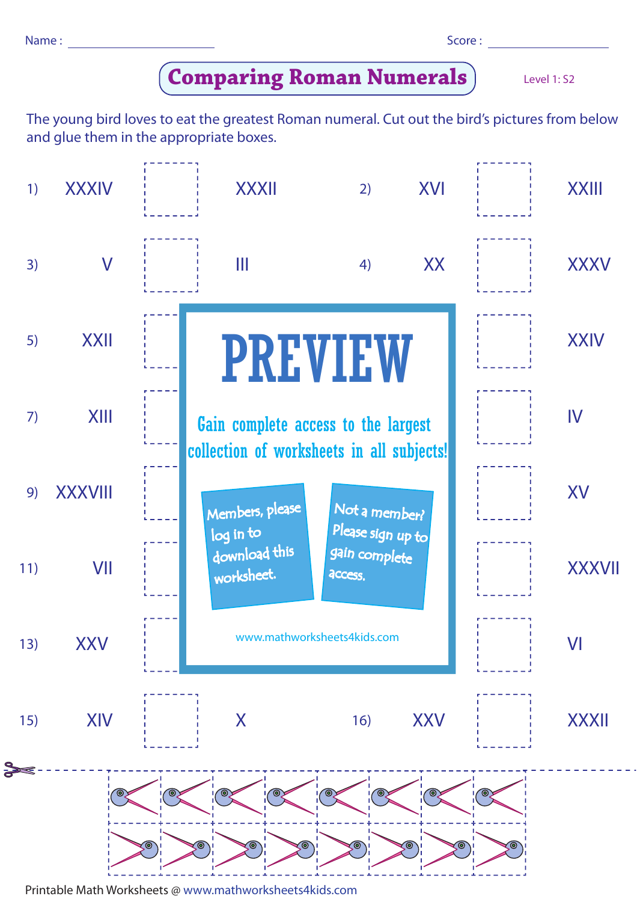Name : ____________________ Score : ______________

# Comparing Roman Numerals

Level 1: S2

The young bird loves to eat the greatest Roman numeral. Cut out the bird's pictures from below and glue them in the appropriate boxes.

| | | | | | | | |
|---|---|---|---|---|---|---|---|
| 1) | XXXIV | | XXXII | 2) | XVI | | XXIII |
| 3) | V | | III | 4) | XX | | XXXV |
| 5) | XXII | | | | | | XXIV |
| 7) | XIII | | | | | | IV |
| 9) | XXXVIII | | | | | | XV |
| 11) | VII | | | | | | XXXVII |
| 13) | XXV | | | | | | VI |
| 15) | XIV | | X | 16) | XXV | | XXXII |

PREVIEW

Gain complete access to the largest collection of worksheets in all subjects!

Members, please log in to download this worksheet.

Not a member? Please sign up to gain complete access.

www.mathworksheets4kids.com

Printable Math Worksheets @ www.mathworksheets4kids.com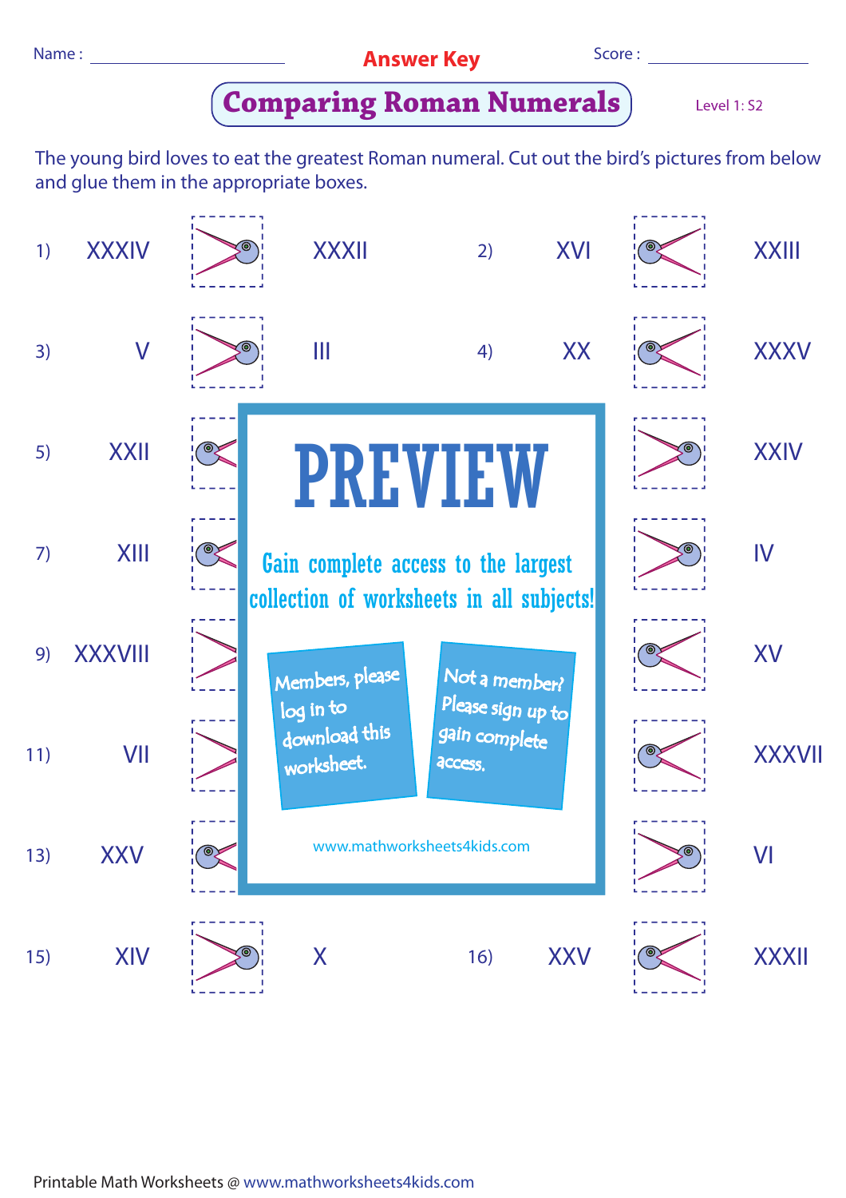Name : ____________ **Answer Key** Score : ____________

# Comparing Roman Numerals

Level 1: S2

The young bird loves to eat the greatest Roman numeral. Cut out the bird's pictures from below and glue them in the appropriate boxes.

| | | | | | | | |
|---|---|---|---|---|---|---|---|
| 1) | XXXIV | | XXXII | 2) | XVI | | XXIII |
| 3) | V | | III | 4) | XX | | XXXV |
| 5) | XXII | | | 6) | | | XXIV |
| 7) | XIII | | | 8) | | | IV |
| 9) | XXXVIII | | | 10) | | | XV |
| 11) | VII | | | 12) | | | XXXVII |
| 13) | XXV | | | 14) | | | VI |
| 15) | XIV | | X | 16) | XXV | | XXXII |

# PREVIEW

Gain complete access to the largest collection of worksheets in all subjects!

Members, please log in to download this worksheet.

Not a member? Please sign up to gain complete access.

www.mathworksheets4kids.com

Printable Math Worksheets @ www.mathworksheets4kids.com